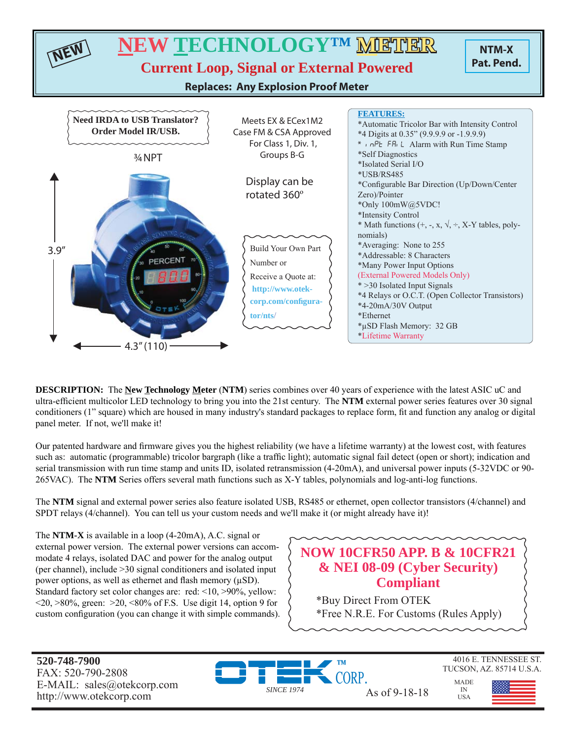NEW

# NEW TECHNOLOGY™ METER

## Current Loop, Signal or External Powered

**Replaces: Any Explosion Proof Meter**

**NTM-X**
**Pat. Pend.**

**Need IRDA to USB Translator? Order Model IR/USB.**

¾ NPT

3.9"

4.3" (110)

Meets EX & ECex1M2 Case FM & CSA Approved For Class 1, Div. 1, Groups B-G

Display can be rotated 360º

Build Your Own Part Number or Receive a Quote at: **http://www.otek-corp.com/configurator/nts/**

**FEATURES:**

*Automatic Tricolor Bar with Intensity Control
*4 Digits at 0.35" (9.9.9.9 or -1.9.9.9)
* inPt FAiL Alarm with Run Time Stamp
*Self Diagnostics
*Isolated Serial I/O
*USB/RS485
*Configurable Bar Direction (Up/Down/Center Zero)/Pointer
*Only 100mW@5VDC!
*Intensity Control
* Math functions (+, -, x, √, ÷, X-Y tables, polynomials)
*Averaging: None to 255
*Addressable: 8 Characters
*Many Power Input Options
(External Powered Models Only)
* >30 Isolated Input Signals
*4 Relays or O.C.T. (Open Collector Transistors)
*4-20mA/30V Output
*Ethernet
*µSD Flash Memory: 32 GB
*Lifetime Warranty

**DESCRIPTION:** The **New Technology Meter** (**NTM**) series combines over 40 years of experience with the latest ASIC uC and ultra-efficient multicolor LED technology to bring you into the 21st century. The **NTM** external power series features over 30 signal conditioners (1" square) which are housed in many industry's standard packages to replace form, fit and function any analog or digital panel meter. If not, we'll make it!

Our patented hardware and firmware gives you the highest reliability (we have a lifetime warranty) at the lowest cost, with features such as: automatic (programmable) tricolor bargraph (like a traffic light); automatic signal fail detect (open or short); indication and serial transmission with run time stamp and units ID, isolated retransmission (4-20mA), and universal power inputs (5-32VDC or 90-265VAC). The **NTM** Series offers several math functions such as X-Y tables, polynomials and log-anti-log functions.

The **NTM** signal and external power series also feature isolated USB, RS485 or ethernet, open collector transistors (4/channel) and SPDT relays (4/channel). You can tell us your custom needs and we'll make it (or might already have it)!

The **NTM-X** is available in a loop (4-20mA), A.C. signal or external power version. The external power versions can accommodate 4 relays, isolated DAC and power for the analog output (per channel), include >30 signal conditioners and isolated input power options, as well as ethernet and flash memory (µSD). Standard factory set color changes are: red: <10, >90%, yellow: <20, >80%, green: >20, <80% of F.S. Use digit 14, option 9 for custom configuration (you can change it with simple commands).

**NOW 10CFR50 APP. B & 10CFR21 & NEI 08-09 (Cyber Security) Compliant**

*Buy Direct From OTEK
*Free N.R.E. For Customs (Rules Apply)

**520-748-7900**
FAX: 520-790-2808
E-MAIL: sales@otekcorp.com
http://www.otekcorp.com

OTEK™ CORP. SINCE 1974

As of 9-18-18

4016 E. TENNESSEE ST.
TUCSON, AZ. 85714 U.S.A.

MADE IN USA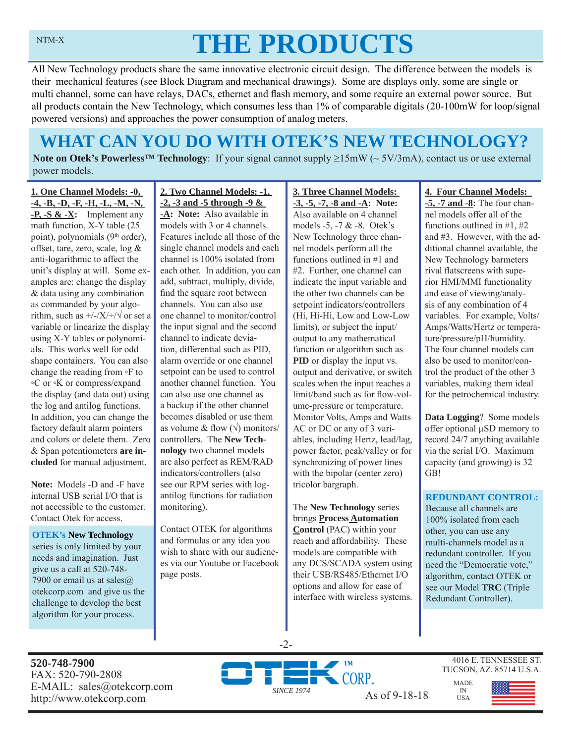# THE PRODUCTS

All New Technology products share the same innovative electronic circuit design. The difference between the models is their mechanical features (see Block Diagram and mechanical drawings). Some are displays only, some are single or multi channel, some can have relays, DACs, ethernet and flash memory, and some require an external power source. But all products contain the New Technology, which consumes less than 1% of comparable digitals (20-100mW for loop/signal powered versions) and approaches the power consumption of analog meters.

## WHAT CAN YOU DO WITH OTEK'S NEW TECHNOLOGY?

**Note on Otek's Powerless™ Technology**: If your signal cannot supply ≥15mW (~ 5V/3mA), contact us or use external power models.

**1. One Channel Models: -0, -4, -B, -D, -F, -H, -L, -M, -N, -P, -S & -X:** Implement any math function, X-Y table (25 point), polynomials (9th order), offset, tare, zero, scale, log & anti-logarithmic to affect the unit's display at will. Some examples are: change the display & data using any combination as commanded by your algorithm, such as +/-/X/÷/√ or set a variable or linearize the display using X-Y tables or polynomials. This works well for odd shape containers. You can also change the reading from ◦F to ◦C or ◦K or compress/expand the display (and data out) using the log and antilog functions. In addition, you can change the factory default alarm pointers and colors or delete them. Zero & Span potentiometers **are included** for manual adjustment.

**Note:** Models -D and -F have internal USB serial I/O that is not accessible to the customer. Contact Otek for access.

**OTEK's New Technology** series is only limited by your needs and imagination. Just give us a call at 520-748-7900 or email us at sales@otekcorp.com and give us the challenge to develop the best algorithm for your process.

**2. Two Channel Models: -1, -2, -3 and -5 through -9 & -A:** **Note:** Also available in models with 3 or 4 channels. Features include all those of the single channel models and each channel is 100% isolated from each other. In addition, you can add, subtract, multiply, divide, find the square root between channels. You can also use one channel to monitor/control the input signal and the second channel to indicate deviation, differential such as PID, alarm override or one channel setpoint can be used to control another channel function. You can also use one channel as a backup if the other channel becomes disabled or use them as volume & flow (√) monitors/controllers. The **New Technology** two channel models are also perfect as REM/RAD indicators/controllers (also see our RPM series with log-antilog functions for radiation monitoring).

Contact OTEK for algorithms and formulas or any idea you wish to share with our audiences via our Youtube or Facebook page posts.

**3. Three Channel Models: -3, -5, -7, -8 and -A: Note:** Also available on 4 channel models -5, -7 & -8. Otek's New Technology three channel models perform all the functions outlined in #1 and #2. Further, one channel can indicate the input variable and the other two channels can be setpoint indicators/controllers (Hi, Hi-Hi, Low and Low-Low limits), or subject the input/output to any mathematical function or algorithm such as **PID** or display the input vs. output and derivative, or switch scales when the input reaches a limit/band such as for flow-volume-pressure or temperature. Monitor Volts, Amps and Watts AC or DC or any of 3 variables, including Hertz, lead/lag, power factor, peak/valley or for synchronizing of power lines with the bipolar (center zero) tricolor bargraph.

The **New Technology** series brings **Process Automation Control** (PAC) within your reach and affordability. These models are compatible with any DCS/SCADA system using their USB/RS485/Ethernet I/O options and allow for ease of interface with wireless systems.

**4. Four Channel Models: -5, -7 and -8:** The four channel models offer all of the functions outlined in #1, #2 and #3. However, with the additional channel available, the New Technology barmeters rival flatscreens with superior HMI/MMI functionality and ease of viewing/analysis of any combination of 4 variables. For example, Volts/Amps/Watts/Hertz or temperature/pressure/pH/humidity. The four channel models can also be used to monitor/control the product of the other 3 variables, making them ideal for the petrochemical industry.

**Data Logging**? Some models offer optional µSD memory to record 24/7 anything available via the serial I/O. Maximum capacity (and growing) is 32 GB!

**REDUNDANT CONTROL:** Because all channels are 100% isolated from each other, you can use any multi-channels model as a redundant controller. If you need the "Democratic vote," algorithm, contact OTEK or see our Model **TRC** (Triple Redundant Controller).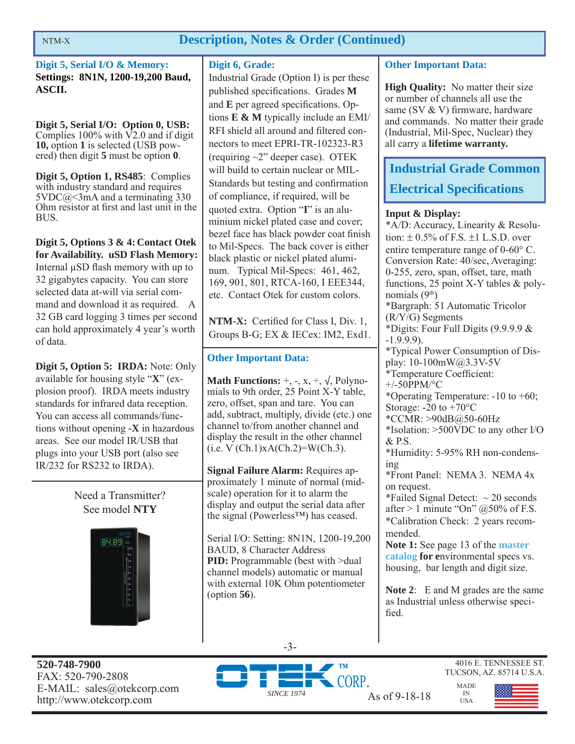## Description, Notes & Order (Continued)

**Digit 5, Serial I/O & Memory:**
**Settings: 8N1N, 1200-19,200 Baud, ASCII.**

**Digit 5, Serial I/O: Option 0, USB:** Complies 100% with V2.0 and if digit **10,** option **1** is selected (USB powered) then digit **5** must be option **0**.

**Digit 5, Option 1, RS485**: Complies with industry standard and requires 5VDC@<3mA and a terminating 330 Ohm resistor at first and last unit in the BUS.

**Digit 5, Options 3 & 4: Contact Otek for Availability. uSD Flash Memory:** Internal µSD flash memory with up to 32 gigabytes capacity. You can store selected data at-will via serial command and download it as required. A 32 GB card logging 3 times per second can hold approximately 4 year's worth of data.

**Digit 5, Option 5: IRDA:** Note: Only available for housing style "**X**" (explosion proof). IRDA meets industry standards for infrared data reception. You can access all commands/functions without opening **-X** in hazardous areas. See our model IR/USB that plugs into your USB port (also see IR/232 for RS232 to IRDA).

Need a Transmitter?
See model **NTY**

**Digit 6, Grade:**
Industrial Grade (Option I) is per these published specifications. Grades **M** and **E** per agreed specifications. Options **E & M** typically include an EMI/RFI shield all around and filtered connectors to meet EPRI-TR-102323-R3 (requiring ~2" deeper case). OTEK will build to certain nuclear or MIL-Standards but testing and confirmation of compliance, if required, will be quoted extra. Option "**I**" is an aluminium nickel plated case and cover; bezel face has black powder coat finish to Mil-Specs. The back cover is either black plastic or nickel plated aluminum. Typical Mil-Specs: 461, 462, 169, 901, 801, RTCA-160, I EEE344, etc. Contact Otek for custom colors.

**NTM-X:** Certified for Class I, Div. 1, Groups B-G; EX & IECex: IM2, Exd1.

**Other Important Data:**

**Math Functions:** +, -, x, ÷, √, Polynomials to 9th order, 25 Point X-Y table, zero, offset, span and tare. You can add, subtract, multiply, divide (etc.) one channel to/from another channel and display the result in the other channel (i.e. V (Ch.1)xA(Ch.2)=W(Ch.3).

**Signal Failure Alarm:** Requires approximately 1 minute of normal (mid-scale) operation for it to alarm the display and output the serial data after the signal (Powerless™) has ceased.

Serial I/O: Setting: 8N1N, 1200-19,200 BAUD, 8 Character Address
**PID:** Programmable (best with >dual channel models) automatic or manual with external 10K Ohm potentiometer (option **56**).

**Other Important Data:**

**High Quality:** No matter their size or number of channels all use the same (SV & V) firmware, hardware and commands. No matter their grade (Industrial, Mil-Spec, Nuclear) they all carry a **lifetime warranty.**

## Industrial Grade Common Electrical Specifications

**Input & Display:**
*A/D: Accuracy, Linearity & Resolution: ± 0.5% of F.S. ±1 L.S.D. over entire temperature range of 0-60° C. Conversion Rate: 40/sec, Averaging: 0-255, zero, span, offset, tare, math functions, 25 point X-Y tables & polynomials (9th)
*Bargraph: 51 Automatic Tricolor (R/Y/G) Segments
*Digits: Four Full Digits (9.9.9.9 & -1.9.9.9).
*Typical Power Consumption of Display: 10-100mW@3.3V-5V
*Temperature Coefficient: +/-50PPM/°C
*Operating Temperature: -10 to +60; Storage: -20 to +70°C
*CCMR: >90dB@50-60Hz
*Isolation: >500VDC to any other I/O & P.S.
*Humidity: 5-95% RH non-condensing
*Front Panel: NEMA 3. NEMA 4x on request.
*Failed Signal Detect: ~ 20 seconds after > 1 minute "On" @50% of F.S.
*Calibration Check: 2 years recommended.
**Note 1:** See page 13 of the master catalog **for e**nvironmental specs vs. housing, bar length and digit size.

**Note 2**: E and M grades are the same as Industrial unless otherwise specified.

**520-748-7900**
FAX: 520-790-2808
E-MAIL: sales@otekcorp.com
http://www.otekcorp.com

OTEK CORP. SINCE 1974 — As of 9-18-18

4016 E. TENNESSEE ST.
TUCSON, AZ. 85714 U.S.A.
MADE IN USA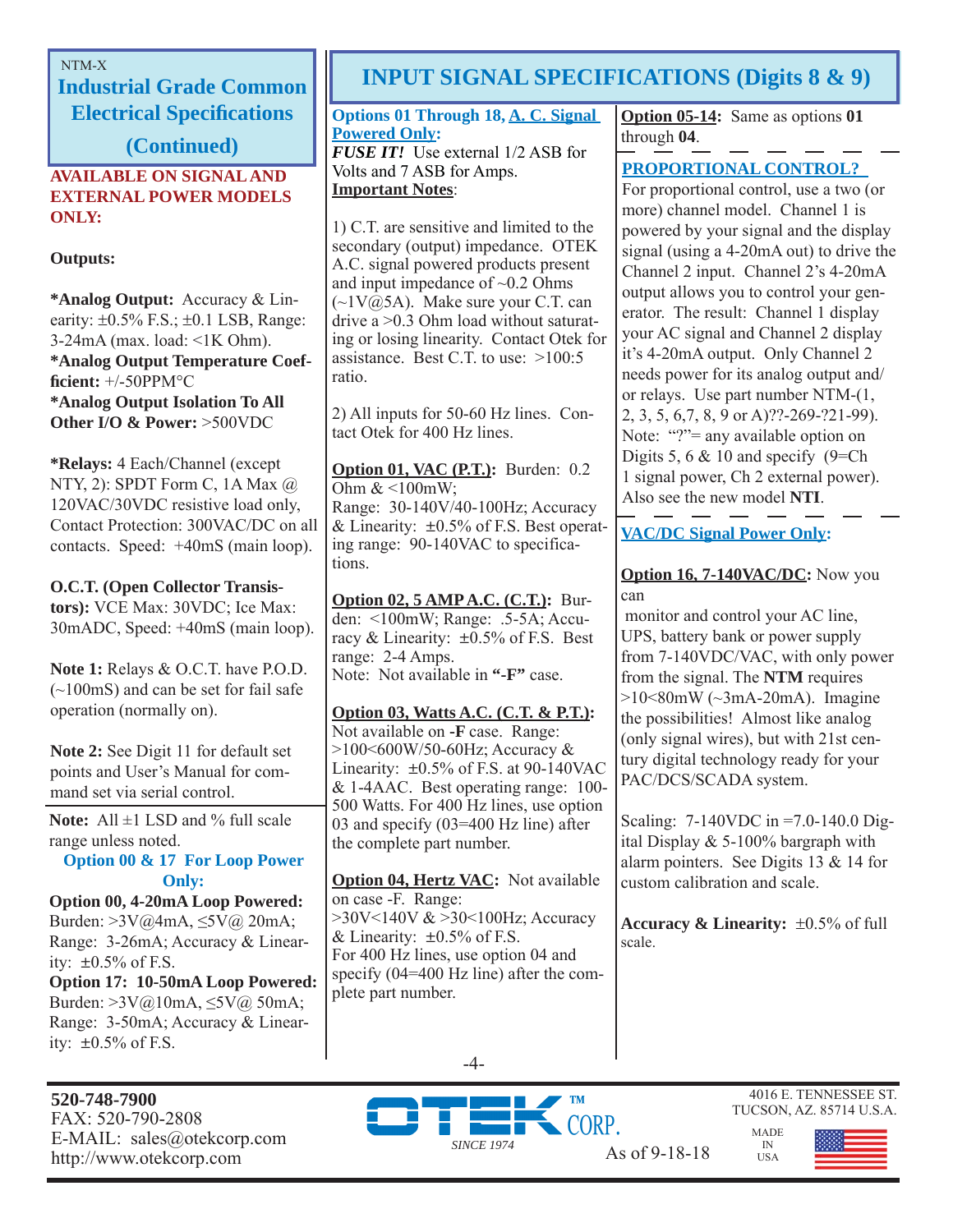NTM-X

## Industrial Grade Common Electrical Specifications (Continued)

**AVAILABLE ON SIGNAL AND EXTERNAL POWER MODELS ONLY:**

**Outputs:**

***Analog Output:** Accuracy & Linearity: ±0.5% F.S.; ±0.1 LSB, Range: 3-24mA (max. load: <1K Ohm).
***Analog Output Temperature Coefficient:** +/-50PPM°C
***Analog Output Isolation To All Other I/O & Power:** >500VDC

***Relays:** 4 Each/Channel (except NTY, 2): SPDT Form C, 1A Max @ 120VAC/30VDC resistive load only, Contact Protection: 300VAC/DC on all contacts. Speed: +40mS (main loop).

**O.C.T. (Open Collector Transistors):** VCE Max: 30VDC; Ice Max: 30mADC, Speed: +40mS (main loop).

**Note 1:** Relays & O.C.T. have P.O.D. (~100mS) and can be set for fail safe operation (normally on).

**Note 2:** See Digit 11 for default set points and User's Manual for command set via serial control.

**Note:** All ±1 LSD and % full scale range unless noted.

**Option 00 & 17 For Loop Power Only:**

**Option 00, 4-20mA Loop Powered:** Burden: >3V@4mA, ≤5V@ 20mA; Range: 3-26mA; Accuracy & Linearity: ±0.5% of F.S.

**Option 17: 10-50mA Loop Powered:** Burden: >3V@10mA, ≤5V@ 50mA; Range: 3-50mA; Accuracy & Linearity: ±0.5% of F.S.

## INPUT SIGNAL SPECIFICATIONS (Digits 8 & 9)

**Options 01 Through 18, A. C. Signal Powered Only:**
***FUSE IT!*** Use external 1/2 ASB for Volts and 7 ASB for Amps.
**Important Notes**:

1) C.T. are sensitive and limited to the secondary (output) impedance. OTEK A.C. signal powered products present and input impedance of ~0.2 Ohms (~1V@5A). Make sure your C.T. can drive a >0.3 Ohm load without saturating or losing linearity. Contact Otek for assistance. Best C.T. to use: >100:5 ratio.

2) All inputs for 50-60 Hz lines. Contact Otek for 400 Hz lines.

**Option 01, VAC (P.T.):** Burden: 0.2 Ohm & <100mW;
Range: 30-140V/40-100Hz; Accuracy & Linearity: ±0.5% of F.S. Best operating range: 90-140VAC to specifications.

**Option 02, 5 AMP A.C. (C.T.):** Burden: <100mW; Range: .5-5A; Accuracy & Linearity: ±0.5% of F.S. Best range: 2-4 Amps.
Note: Not available in **"-F"** case.

**Option 03, Watts A.C. (C.T. & P.T.):** Not available on **-F** case. Range: >100<600W/50-60Hz; Accuracy & Linearity: ±0.5% of F.S. at 90-140VAC & 1-4AAC. Best operating range: 100-500 Watts. For 400 Hz lines, use option 03 and specify (03=400 Hz line) after the complete part number.

**Option 04, Hertz VAC:** Not available on case -F. Range: >30V<140V & >30<100Hz; Accuracy & Linearity: ±0.5% of F.S.
For 400 Hz lines, use option 04 and specify (04=400 Hz line) after the complete part number.

**Option 05-14:** Same as options **01** through **04**.

**PROPORTIONAL CONTROL?**
For proportional control, use a two (or more) channel model. Channel 1 is powered by your signal and the display signal (using a 4-20mA out) to drive the Channel 2 input. Channel 2's 4-20mA output allows you to control your generator. The result: Channel 1 display your AC signal and Channel 2 display it's 4-20mA output. Only Channel 2 needs power for its analog output and/or relays. Use part number NTM-(1, 2, 3, 5, 6,7, 8, 9 or A)??-269-?21-99). Note: "?"= any available option on Digits 5, 6 & 10 and specify (9=Ch 1 signal power, Ch 2 external power). Also see the new model **NTI**.

**VAC/DC Signal Power Only:**

**Option 16, 7-140VAC/DC:** Now you can
monitor and control your AC line, UPS, battery bank or power supply from 7-140VDC/VAC, with only power from the signal. The **NTM** requires >10<80mW (~3mA-20mA). Imagine the possibilities! Almost like analog (only signal wires), but with 21st century digital technology ready for your PAC/DCS/SCADA system.

Scaling: 7-140VDC in =7.0-140.0 Digital Display & 5-100% bargraph with alarm pointers. See Digits 13 & 14 for custom calibration and scale.

**Accuracy & Linearity:** ±0.5% of full scale.

**520-748-7900**
FAX: 520-790-2808
E-MAIL: sales@otekcorp.com
http://www.otekcorp.com

OTEK™ CORP. SINCE 1974

As of 9-18-18

4016 E. TENNESSEE ST.
TUCSON, AZ. 85714 U.S.A.
MADE IN USA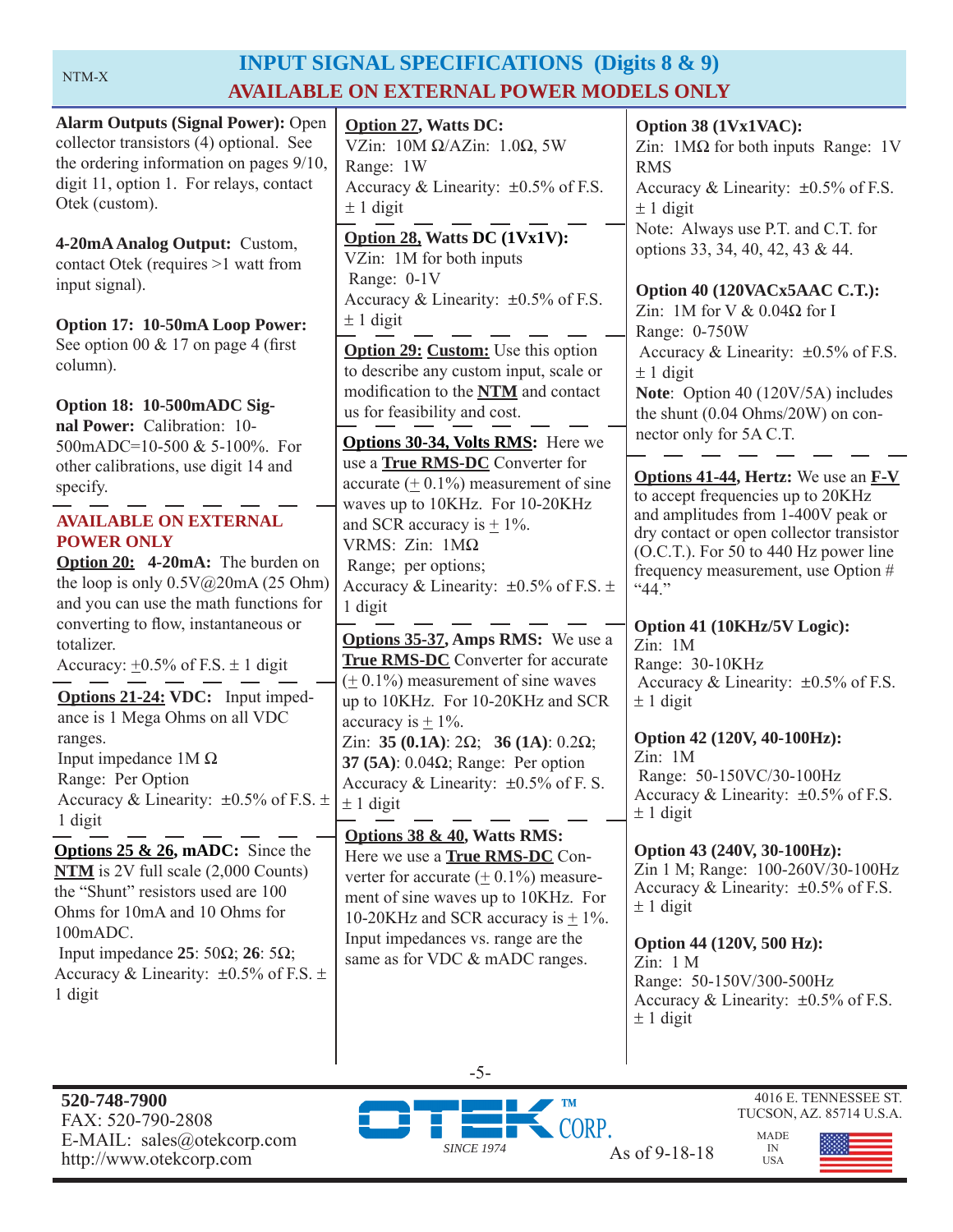# INPUT SIGNAL SPECIFICATIONS (Digits 8 & 9)

## AVAILABLE ON EXTERNAL POWER MODELS ONLY

**Alarm Outputs (Signal Power):** Open collector transistors (4) optional. See the ordering information on pages 9/10, digit 11, option 1. For relays, contact Otek (custom).

**4-20mA Analog Output:** Custom, contact Otek (requires >1 watt from input signal).

**Option 17: 10-50mA Loop Power:** See option 00 & 17 on page 4 (first column).

**Option 18: 10-500mADC Signal Power:** Calibration: 10-500mADC=10-500 & 5-100%. For other calibrations, use digit 14 and specify.

---

**AVAILABLE ON EXTERNAL POWER ONLY**

**Option 20: 4-20mA:** The burden on the loop is only 0.5V@20mA (25 Ohm) and you can use the math functions for converting to flow, totalizer.
Accuracy: ±0.5% of F.S. ± 1 digit

---

**Options 21-24: VDC:** Input impedance is 1 Mega Ohms on all VDC ranges.
Input impedance 1M Ω
Range: Per Option
Accuracy & Linearity: ±0.5% of F.S. ± 1 digit

---

**Options 25 & 26, mADC:** Since the **NTM** is 2V full scale (2,000 Counts) the "Shunt" resistors used are 100 Ohms for 10mA and 10 Ohms for 100mADC.
Input impedance **25**: 50Ω; **26**: 5Ω;
Accuracy & Linearity: ±0.5% of F.S. ± 1 digit

**Option 27, Watts DC:**
VZin: 10M Ω/AZin: 1.0Ω, 5W
Range: 1W
Accuracy & Linearity: ±0.5% of F.S. ± 1 digit

---

**Option 28, Watts DC (1Vx1V):**
VZin: 1M for both inputs
Range: 0-1V
Accuracy & Linearity: ±0.5% of F.S. ± 1 digit

---

**Option 29: Custom:** Use this option to describe any custom input, scale or modification to the **NTM** and contact us for feasibility and cost.

---

**Options 30-34, Volts RMS:** Here we use a **True RMS-DC** Converter for accurate (± 0.1%) measurement of sine waves up to 10KHz. For 10-20KHz and SCR accuracy is ± 1%.
VRMS: Zin: 1MΩ
Range; per options;
Accuracy & Linearity: ±0.5% of F.S. ± 1 digit

---

**Options 35-37, Amps RMS:** We use a **True RMS-DC** Converter for accurate (± 0.1%) measurement of sine waves up to 10KHz. For 10-20KHz and SCR accuracy is ± 1%.
Zin: **35 (0.1A)**: 2Ω; **36 (1A)**: 0.2Ω; **37 (5A)**: 0.04Ω; Range: Per option
Accuracy & Linearity: ±0.5% of F. S. ± 1 digit

---

**Options 38 & 40, Watts RMS:** Here we use a **True RMS-DC** Converter for accurate (± 0.1%) measurement of sine waves up to 10KHz. For 10-20KHz and SCR accuracy is ± 1%. Input impedances vs. range are the same as for VDC & mADC ranges.

**Option 38 (1Vx1VAC):**
Zin: 1MΩ for both inputs Range: 1V RMS
Accuracy & Linearity: ±0.5% of F.S. ± 1 digit
Note: Always use P.T. and C.T. for options 33, 34, 40, 42, 43 & 44.

**Option 40 (120VACx5AAC C.T.):**
Zin: 1M for V & 0.04Ω for I
Range: 0-750W
Accuracy & Linearity: ±0.5% of F.S. ± 1 digit
**Note**: Option 40 (120V/5A) includes the shunt (0.04 Ohms/20W) on connector only for 5A C.T.

---

**Options 41-44, Hertz:** We use an **F-V** to accept frequencies up to 20KHz and amplitudes from 1-400V peak or dry contact or open collector transistor (O.C.T.). For 50 to 440 Hz power line frequency measurement, use Option # "44."

**Option 41 (10KHz/5V Logic):**
Zin: 1M
Range: 30-10KHz
Accuracy & Linearity: ±0.5% of F.S. ± 1 digit

**Option 42 (120V, 40-100Hz):**
Zin: 1M
Range: 50-150VC/30-100Hz
Accuracy & Linearity: ±0.5% of F.S. ± 1 digit

**Option 43 (240V, 30-100Hz):**
Zin 1 M; Range: 100-260V/30-100Hz
Accuracy & Linearity: ±0.5% of F.S. ± 1 digit

**Option 44 (120V, 500 Hz):**
Zin: 1 M
Range: 50-150V/300-500Hz
Accuracy & Linearity: ±0.5% of F.S. ± 1 digit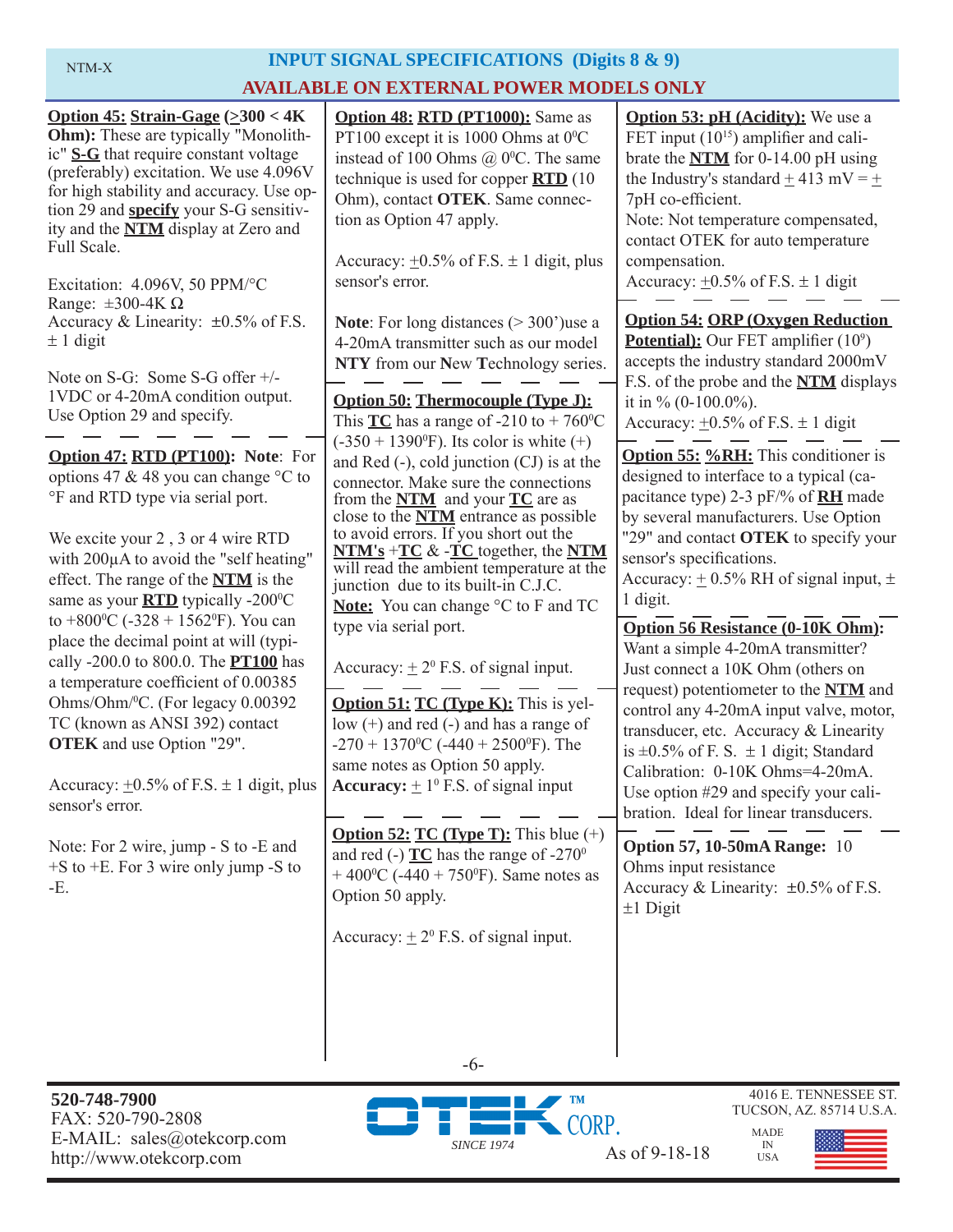# INPUT SIGNAL SPECIFICATIONS (Digits 8 & 9)

## AVAILABLE ON EXTERNAL POWER MODELS ONLY

**Option 45: Strain-Gage (≥300 < 4K Ohm):** These are typically "Monolithic" **S-G** that require constant voltage (preferably) excitation. We use 4.096V for high stability and accuracy. Use option 29 and **specify** your S-G sensitivity and the **NTM** display at Zero and Full Scale.

Excitation: 4.096V, 50 PPM/°C
Range: ±300-4K Ω
Accuracy & Linearity: ±0.5% of F.S. ± 1 digit

Note on S-G: Some S-G offer +/- 1VDC or 4-20mA condition output. Use Option 29 and specify.

**Option 47: RTD (PT100): Note**: For options 47 & 48 you can change °C to °F and RTD type via serial port.

We excite your 2 , 3 or 4 wire RTD with 200µA to avoid the "self heating" effect. The range of the **NTM** is the same as your **RTD** typically -200⁰C to +800⁰C (-328 + 1562⁰F). You can place the decimal point at will (typically -200.0 to 800.0. The **PT100** has a temperature coefficient of 0.00385 Ohms/Ohm/⁰C. (For legacy 0.00392 TC (known as ANSI 392) contact **OTEK** and use Option "29".

Accuracy: ±0.5% of F.S. ± 1 digit, plus sensor's error.

Note: For 2 wire, jump - S to -E and +S to +E. For 3 wire only jump -S to -E.

**Option 48: RTD (PT1000):** Same as PT100 except it is 1000 Ohms at 0⁰C instead of 100 Ohms @ 0⁰C. The same technique is used for copper **RTD** (10 Ohm), contact **OTEK**. Same connection as Option 47 apply.

Accuracy: ±0.5% of F.S. ± 1 digit, plus sensor's error.

**Note**: For long distances (> 300')use a 4-20mA transmitter such as our model **NTY** from our **N**ew **T**echnology series.

**Option 50: Thermocouple (Type J):** This **TC** has a range of -210 to + 760⁰C (-350 + 1390⁰F). Its color is white (+) and Red (-), cold junction (CJ) is at the connector. Make sure the connections from the **NTM** and your **TC** are as close to the **NTM** entrance as possible to avoid errors. If you short out the **NTM's** +**TC** & -**TC** together, the **NTM** will read the ambient temperature at the junction due to its built-in C.J.C.
**Note:** You can change °C to F and TC type via serial port.

Accuracy: ± 2⁰ F.S. of signal input.

**Option 51: TC (Type K):** This is yellow (+) and red (-) and has a range of -270 + 1370⁰C (-440 + 2500⁰F). The same notes as Option 50 apply.
**Accuracy:** ± 1⁰ F.S. of signal input

**Option 52: TC (Type T):** This blue (+) and red (-) **TC** has the range of -270⁰ + 400⁰C (-440 + 750⁰F). Same notes as Option 50 apply.

Accuracy: ± 2⁰ F.S. of signal input.

**Option 53: pH (Acidity):** We use a FET input ($10^{15}$) amplifier and calibrate the **NTM** for 0-14.00 pH using the Industry's standard ± 413 mV = ± 7pH co-efficient.
Note: Not temperature compensated, contact OTEK for auto temperature compensation.
Accuracy: ±0.5% of F.S. ± 1 digit

**Option 54: ORP (Oxygen Reduction Potential):** Our FET amplifier ($10^9$) accepts the industry standard 2000mV F.S. of the probe and the **NTM** displays it in % (0-100.0%).
Accuracy: ±0.5% of F.S. ± 1 digit

**Option 55: %RH:** This conditioner is designed to interface to a typical (capacitance type) 2-3 pF/% of **RH** made by several manufacturers. Use Option "29" and contact **OTEK** to specify your sensor's specifications.
Accuracy: ± 0.5% RH of signal input, ± 1 digit.

**Option 56 Resistance (0-10K Ohm):** Want a simple 4-20mA transmitter? Just connect a 10K Ohm (others on request) potentiometer to the **NTM** and control any 4-20mA input valve, motor, transducer, etc. Accuracy & Linearity is ±0.5% of F. S. ± 1 digit; Standard Calibration: 0-10K Ohms=4-20mA. Use option #29 and specify your calibration. Ideal for linear transducers.

**Option 57, 10-50mA Range:** 10 Ohms input resistance
Accuracy & Linearity: ±0.5% of F.S. ±1 Digit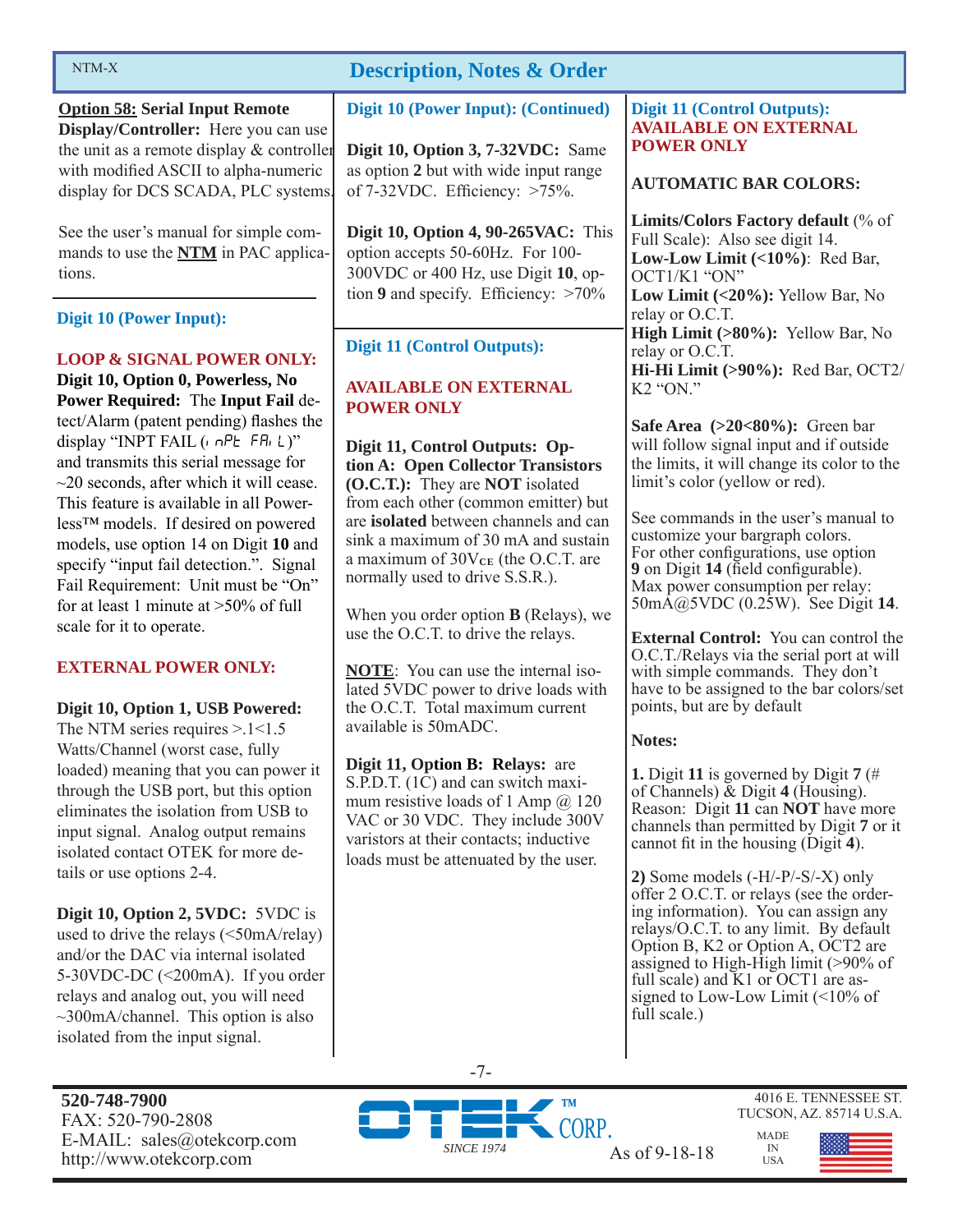## Description, Notes & Order

**Option 58: Serial Input Remote Display/Controller:** Here you can use the unit as a remote display & controller with modified ASCII to alpha-numeric display for DCS SCADA, PLC systems.

See the user's manual for simple commands to use the **NTM** in PAC applications.

### Digit 10 (Power Input):

**LOOP & SIGNAL POWER ONLY:**

**Digit 10, Option 0, Powerless, No Power Required:** The **Input Fail** detect/Alarm (patent pending) flashes the display "INPT FAIL (inPt FAiL)" and transmits this serial message for ~20 seconds, after which it will cease. This feature is available in all Powerless™ models. If desired on powered models, use option 14 on Digit **10** and specify "input fail detection.". Signal Fail Requirement: Unit must be "On" for at least 1 minute at >50% of full scale for it to operate.

**EXTERNAL POWER ONLY:**

**Digit 10, Option 1, USB Powered:** The NTM series requires >.1<1.5 Watts/Channel (worst case, fully loaded) meaning that you can power it through the USB port, but this option eliminates the isolation from USB to input signal. Analog output remains isolated contact OTEK for more details or use options 2-4.

**Digit 10, Option 2, 5VDC:** 5VDC is used to drive the relays (<50mA/relay) and/or the DAC via internal isolated 5-30VDC-DC (<200mA). If you order relays and analog out, you will need ~300mA/channel. This option is also isolated from the input signal.

### Digit 10 (Power Input): (Continued)

**Digit 10, Option 3, 7-32VDC:** Same as option **2** but with wide input range of 7-32VDC. Efficiency: >75%.

**Digit 10, Option 4, 90-265VAC:** This option accepts 50-60Hz. For 100-300VDC or 400 Hz, use Digit **10**, option **9** and specify. Efficiency: >70%

### Digit 11 (Control Outputs):

**AVAILABLE ON EXTERNAL POWER ONLY**

**Digit 11, Control Outputs: Option A: Open Collector Transistors (O.C.T.):** They are **NOT** isolated from each other (common emitter) but are **isolated** between channels and can sink a maximum of 30 mA and sustain a maximum of 30$V_{CE}$ (the O.C.T. are normally used to drive S.S.R.).

When you order option **B** (Relays), we use the O.C.T. to drive the relays.

**NOTE**: You can use the internal isolated 5VDC power to drive loads with the O.C.T. Total maximum current available is 50mADC.

**Digit 11, Option B: Relays:** are S.P.D.T. (1C) and can switch maximum resistive loads of 1 Amp @ 120 VAC or 30 VDC. They include 300V varistors at their contacts; inductive loads must be attenuated by the user.

### Digit 11 (Control Outputs): AVAILABLE ON EXTERNAL POWER ONLY

**AUTOMATIC BAR COLORS:**

**Limits/Colors Factory default** (% of Full Scale): Also see digit 14.
**Low-Low Limit (<10%)**: Red Bar, OCT1/K1 "ON"
**Low Limit (<20%):** Yellow Bar, No relay or O.C.T.
**High Limit (>80%):** Yellow Bar, No relay or O.C.T.
**Hi-Hi Limit (>90%):** Red Bar, OCT2/K2 "ON."

**Safe Area (>20<80%):** Green bar will follow signal input and if outside the limits, it will change its color to the limit's color (yellow or red).

See commands in the user's manual to customize your bargraph colors. For other configurations, use option **9** on Digit **14** (field configurable). Max power consumption per relay: 50mA@5VDC (0.25W). See Digit **14**.

**External Control:** You can control the O.C.T./Relays via the serial port at will with simple commands. They don't have to be assigned to the bar colors/set points, but are by default

**Notes:**

**1.** Digit **11** is governed by Digit **7** (# of Channels) & Digit **4** (Housing). Reason: Digit **11** can **NOT** have more channels than permitted by Digit **7** or it cannot fit in the housing (Digit **4**).

**2)** Some models (-H/-P/-S/-X) only offer 2 O.C.T. or relays (see the ordering information). You can assign any relays/O.C.T. to any limit. By default Option B, K2 or Option A, OCT2 are assigned to High-High limit (>90% of full scale) and K1 or OCT1 are assigned to Low-Low Limit (<10% of full scale.)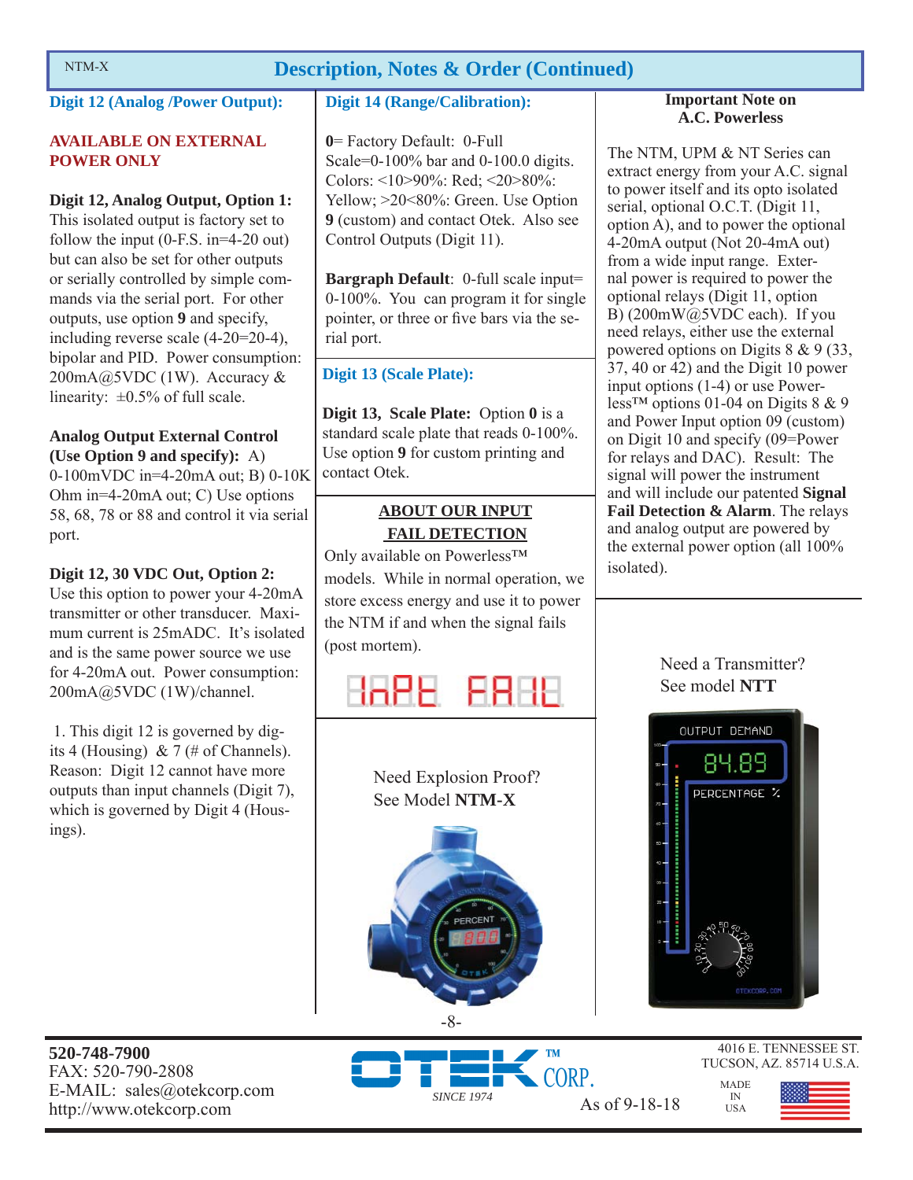## Description, Notes & Order (Continued)

### Digit 12 (Analog /Power Output):

**AVAILABLE ON EXTERNAL POWER ONLY**

**Digit 12, Analog Output, Option 1:** This isolated output is factory set to follow the input (0-F.S. in=4-20 out) but can also be set for other outputs or serially controlled by simple commands via the serial port. For other outputs, use option **9** and specify, including reverse scale (4-20=20-4), bipolar and PID. Power consumption: 200mA@5VDC (1W). Accuracy & linearity: ±0.5% of full scale.

**Analog Output External Control (Use Option 9 and specify):** A) 0-100mVDC in=4-20mA out; B) 0-10K Ohm in=4-20mA out; C) Use options 58, 68, 78 or 88 and control it via serial port.

**Digit 12, 30 VDC Out, Option 2:** Use this option to power your 4-20mA transmitter or other transducer. Maximum current is 25mADC. It's isolated and is the same power source we use for 4-20mA out. Power consumption: 200mA@5VDC (1W)/channel.

1. This digit 12 is governed by digits 4 (Housing) & 7 (# of Channels). Reason: Digit 12 cannot have more outputs than input channels (Digit 7), which is governed by Digit 4 (Housings).

### Digit 14 (Range/Calibration):

**0**= Factory Default: 0-Full Scale=0-100% bar and 0-100.0 digits. Colors: <10>90%: Red; <20>80%: Yellow; >20<80%: Green. Use Option **9** (custom) and contact Otek. Also see Control Outputs (Digit 11).

**Bargraph Default**: 0-full scale input= 0-100%. You can program it for single pointer, or three or five bars via the serial port.

### Digit 13 (Scale Plate):

**Digit 13, Scale Plate:** Option **0** is a standard scale plate that reads 0-100%. Use option **9** for custom printing and contact Otek.

**ABOUT OUR INPUT FAIL DETECTION**

Only available on Powerless™ models. While in normal operation, we store excess energy and use it to power the NTM if and when the signal fails (post mortem).

InPt FAIL

Need Explosion Proof? See Model **NTM-X**

**Important Note on A.C. Powerless**

The NTM, UPM & NT Series can extract energy from your A.C. signal to power itself and its opto isolated serial, optional O.C.T. (Digit 11, option A), and to power the optional 4-20mA output (Not 20-4mA out) from a wide input range. External power is required to power the optional relays (Digit 11, option B) (200mW@5VDC each). If you need relays, either use the external powered options on Digits 8 & 9 (33, 37, 40 or 42) and the Digit 10 power input options (1-4) or use Powerless™ options 01-04 on Digits 8 & 9 and Power Input option 09 (custom) on Digit 10 and specify (09=Power for relays and DAC). Result: The signal will power the instrument and will include our patented **Signal Fail Detection & Alarm**. The relays and analog output are powered by the external power option (all 100% isolated).

Need a Transmitter? See model **NTT**

**520-748-7900**
FAX: 520-790-2808
E-MAIL: sales@otekcorp.com
http://www.otekcorp.com

OTEK™ CORP. SINCE 1974

As of 9-18-18

4016 E. TENNESSEE ST.
TUCSON, AZ. 85714 U.S.A.

MADE IN USA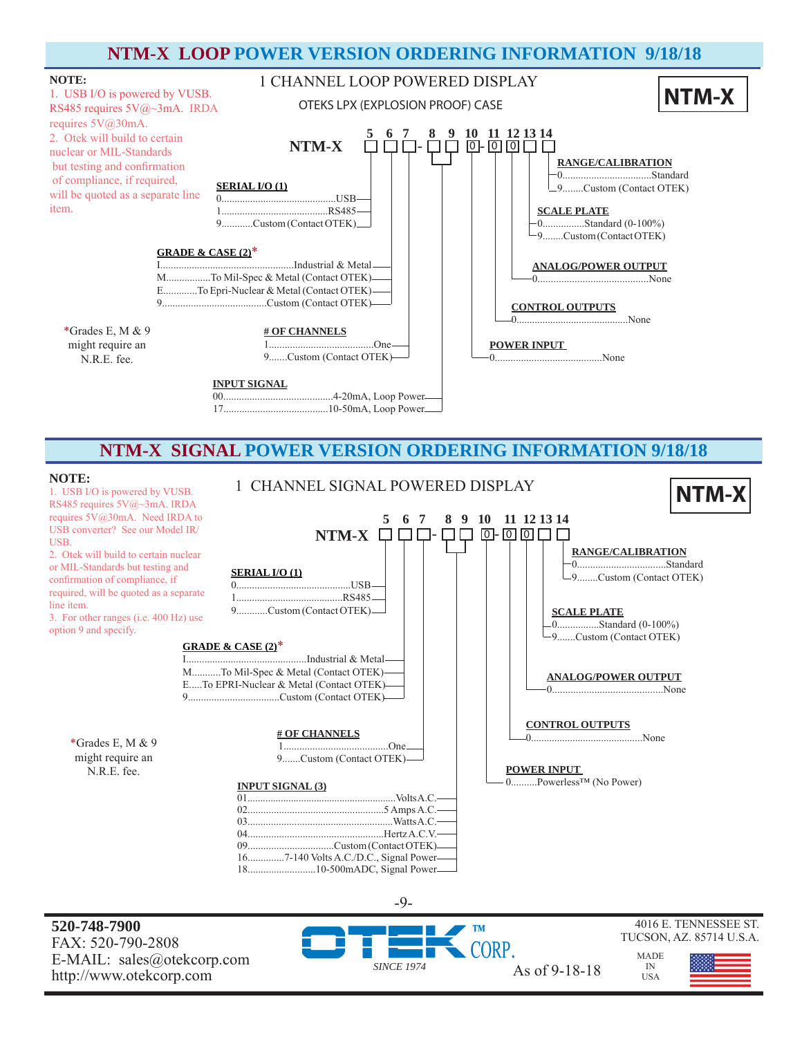# NTM-X LOOP POWER VERSION ORDERING INFORMATION 9/18/18

**NOTE:**
1. USB I/O is powered by VUSB. RS485 requires 5V@~3mA. IRDA requires 5V@30mA.
2. Otek will build to certain nuclear or MIL-Standards but testing and confirmation of compliance, if required, will be quoted as a separate line item.

1 CHANNEL LOOP POWERED DISPLAY

OTEKS LPX (EXPLOSION PROOF) CASE

**NTM-X**

NTM-X □ □ □ - □ □ 0 - 0 0 □ □

(Positions: 5 6 7 - 8 9 10 - 11 12 13 14)

**SERIAL I/O (1)**
- 0............USB
- 1............RS485
- 9............Custom (Contact OTEK)

**GRADE & CASE (2)***
- I............Industrial & Metal
- M............To Mil-Spec & Metal (Contact OTEK)
- E............To Epri-Nuclear & Metal (Contact OTEK)
- 9............Custom (Contact OTEK)

*Grades E, M & 9 might require an N.R.E. fee.

**# OF CHANNELS**
- 1............One
- 9.......Custom (Contact OTEK)

**INPUT SIGNAL**
- 00............4-20mA, Loop Power
- 17............10-50mA, Loop Power

**POWER INPUT**
- 0............None

**CONTROL OUTPUTS**
- 0............None

**ANALOG/POWER OUTPUT**
- 0............None

**SCALE PLATE**
- 0............Standard (0-100%)
- 9........Custom (Contact OTEK)

**RANGE/CALIBRATION**
- 0............Standard
- 9........Custom (Contact OTEK)

# NTM-X SIGNAL POWER VERSION ORDERING INFORMATION 9/18/18

**NOTE:**
1. USB I/O is powered by VUSB. RS485 requires 5V@~3mA. IRDA requires 5V@30mA. Need IRDA to USB converter? See our Model IR/USB.
2. Otek will build to certain nuclear or MIL-Standards but testing and confirmation of compliance, if required, will be quoted as a separate line item.
3. For other ranges (i.e. 400 Hz) use option 9 and specify.

1 CHANNEL SIGNAL POWERED DISPLAY

**NTM-X**

NTM-X □ □ □ - □ □ 0 - 0 0 □ □

(Positions: 5 6 7 - 8 9 10 - 11 12 13 14)

**SERIAL I/O (1)**
- 0............USB
- 1............RS485
- 9............Custom (Contact OTEK)

**GRADE & CASE (2)***
- I............Industrial & Metal
- M............To Mil-Spec & Metal (Contact OTEK)
- E.....To EPRI-Nuclear & Metal (Contact OTEK)
- 9............Custom (Contact OTEK)

*Grades E, M & 9 might require an N.R.E. fee.

**# OF CHANNELS**
- 1............One
- 9.......Custom (Contact OTEK)

**INPUT SIGNAL (3)**
- 01............Volts A.C.
- 02............5 Amps A.C.
- 03............Watts A.C.
- 04............Hertz A.C.V.
- 09............Custom (Contact OTEK)
- 16.............7-140 Volts A.C./D.C., Signal Power
- 18............10-500mADC, Signal Power

**POWER INPUT**
- 0..........Powerless™ (No Power)

**CONTROL OUTPUTS**
- 0............None

**ANALOG/POWER OUTPUT**
- 0............None

**SCALE PLATE**
- 0............Standard (0-100%)
- 9.......Custom (Contact OTEK)

**RANGE/CALIBRATION**
- 0............Standard
- 9........Custom (Contact OTEK)

**520-748-7900**
FAX: 520-790-2808
E-MAIL: sales@otekcorp.com
http://www.otekcorp.com

OTEK™ CORP. SINCE 1974

As of 9-18-18

4016 E. TENNESSEE ST.
TUCSON, AZ. 85714 U.S.A.

MADE IN USA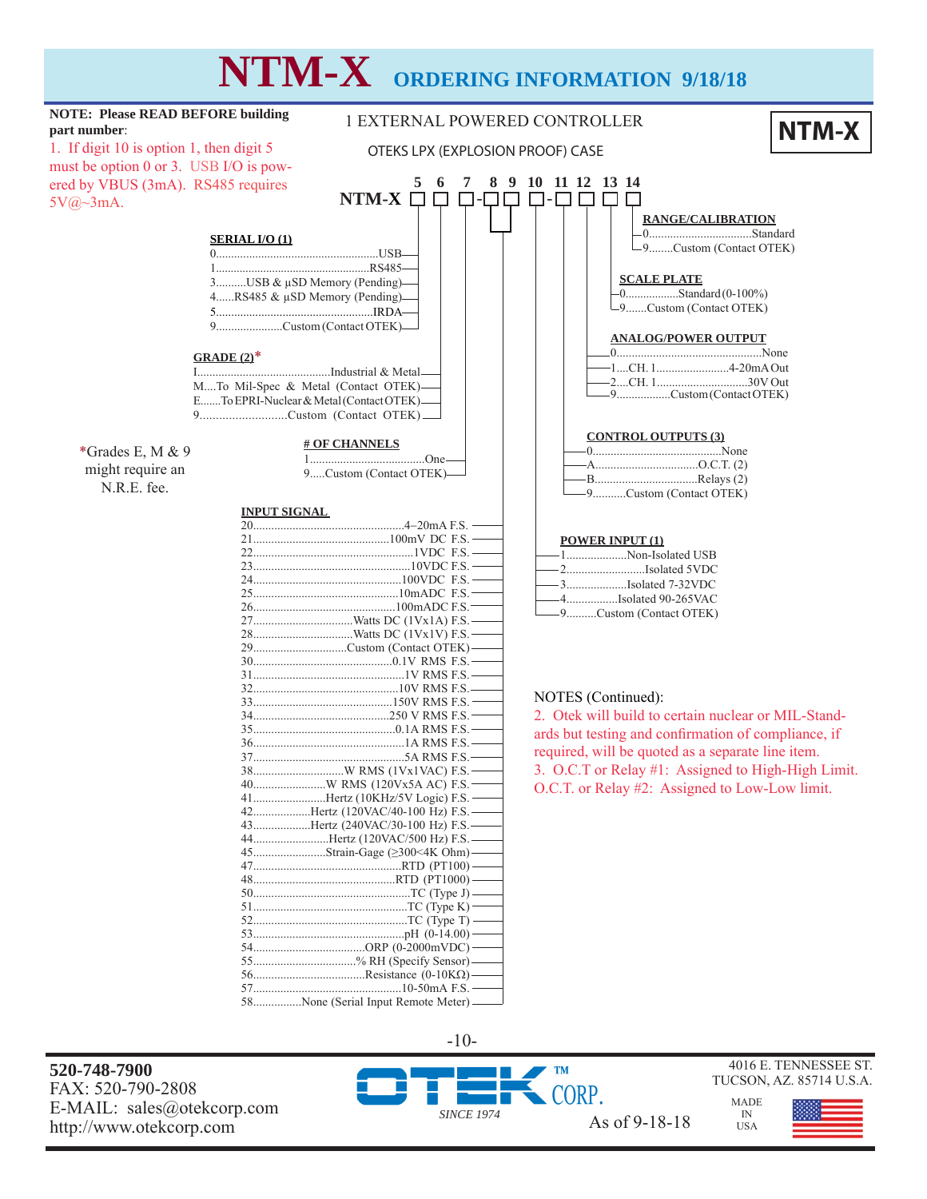# NTM-X ORDERING INFORMATION 9/18/18

**NOTE: Please READ BEFORE building part number**:

1. If digit 10 is option 1, then digit 5 must be option 0 or 3. USB I/O is powered by VBUS (3mA). RS485 requires 5V@~3mA.

1 EXTERNAL POWERED CONTROLLER

OTEKS LPX (EXPLOSION PROOF) CASE

**NTM-X**

NTM-X □ □ □ - □ □ □ - □ □ □ □ (digits 5, 6, 7, 8 9, 10, 11, 12, 13, 14)

### SERIAL I/O (1) (digit 5)

- 0 ... USB
- 1 ... RS485
- 3 ... USB & µSD Memory (Pending)
- 4 ... RS485 & µSD Memory (Pending)
- 5 ... IRDA
- 9 ... Custom (Contact OTEK)

### GRADE (2)* (digit 6)

- I ... Industrial & Metal
- M ... To Mil-Spec & Metal (Contact OTEK)
- E ... To EPRI-Nuclear & Metal (Contact OTEK)
- 9 ... Custom (Contact OTEK)

*Grades E, M & 9 might require an N.R.E. fee.

### # OF CHANNELS (digit 7)

- 1 ... One
- 9 ... Custom (Contact OTEK)

### INPUT SIGNAL (digits 8 9)

- 20 ... 4–20mA F.S.
- 21 ... 100mV DC F.S.
- 22 ... 1VDC F.S.
- 23 ... 10VDC F.S.
- 24 ... 100VDC F.S.
- 25 ... 10mADC F.S.
- 26 ... 100mADC F.S.
- 27 ... Watts DC (1Vx1A) F.S.
- 28 ... Watts DC (1Vx1V) F.S.
- 29 ... Custom (Contact OTEK)
- 30 ... 0.1V RMS F.S.
- 31 ... 1V RMS F.S.
- 32 ... 10V RMS F.S.
- 33 ... 150V RMS F.S.
- 34 ... 250 V RMS F.S.
- 35 ... 0.1A RMS F.S.
- 36 ... 1A RMS F.S.
- 37 ... 5A RMS F.S.
- 38 ... W RMS (1Vx1VAC) F.S.
- 40 ... W RMS (120Vx5A AC) F.S.
- 41 ... Hertz (10KHz/5V Logic) F.S.
- 42 ... Hertz (120VAC/40-100 Hz) F.S.
- 43 ... Hertz (240VAC/30-100 Hz) F.S.
- 44 ... Hertz (120VAC/500 Hz) F.S.
- 45 ... Strain-Gage (≥300<4K Ohm)
- 47 ... RTD (PT100)
- 48 ... RTD (PT1000)
- 50 ... TC (Type J)
- 51 ... TC (Type K)
- 52 ... TC (Type T)
- 53 ... pH (0-14.00)
- 54 ... ORP (0-2000mVDC)
- 55 ... % RH (Specify Sensor)
- 56 ... Resistance (0-10KΩ)
- 57 ... 10-50mA F.S.
- 58 ... None (Serial Input Remote Meter)

### POWER INPUT (1) (digit 10)

- 1 ... Non-Isolated USB
- 2 ... Isolated 5VDC
- 3 ... Isolated 7-32VDC
- 4 ... Isolated 90-265VAC
- 9 ... Custom (Contact OTEK)

### CONTROL OUTPUTS (3) (digit 11)

- 0 ... None
- A ... O.C.T. (2)
- B ... Relays (2)
- 9 ... Custom (Contact OTEK)

### ANALOG/POWER OUTPUT (digit 12)

- 0 ... None
- 1 ... CH. 1 ... 4-20mA Out
- 2 ... CH. 1 ... 30V Out
- 9 ... Custom (Contact OTEK)

### SCALE PLATE (digit 13)

- 0 ... Standard (0-100%)
- 9 ... Custom (Contact OTEK)

### RANGE/CALIBRATION (digit 14)

- 0 ... Standard
- 9 ... Custom (Contact OTEK)

NOTES (Continued):

2. Otek will build to certain nuclear or MIL-Standards but testing and confirmation of compliance, if required, will be quoted as a separate line item.
3. O.C.T or Relay #1: Assigned to High-High Limit. O.C.T. or Relay #2: Assigned to Low-Low limit.

**520-748-7900**
FAX: 520-790-2808
E-MAIL: sales@otekcorp.com
http://www.otekcorp.com

OTEK™ CORP. SINCE 1974 — As of 9-18-18

4016 E. TENNESSEE ST.
TUCSON, AZ. 85714 U.S.A.

MADE IN USA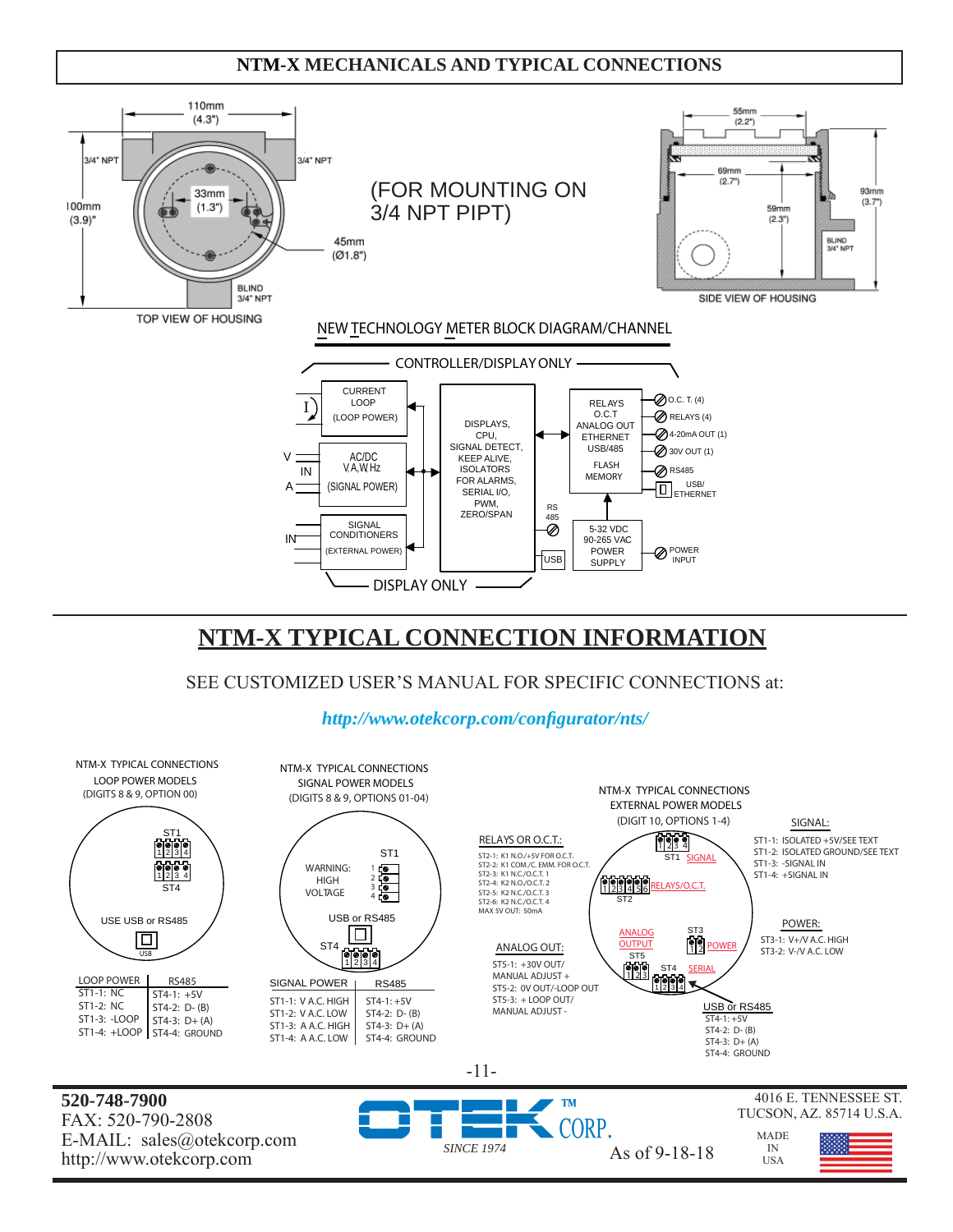# NTM-X MECHANICALS AND TYPICAL CONNECTIONS

110mm (4.3")
3/4" NPT
3/4" NPT
100mm (3.9)"
33mm (1.3")
45mm (Ø1.8")
BLIND 3/4" NPT
TOP VIEW OF HOUSING

(FOR MOUNTING ON 3/4 NPT PIPT)

55mm (2.2")
69mm (2.7")
93mm (3.7")
59mm (2.3")
BLIND 3/4" NPT
SIDE VIEW OF HOUSING

NEW TECHNOLOGY METER BLOCK DIAGRAM/CHANNEL

CONTROLLER/DISPLAY ONLY

I
CURRENT LOOP (LOOP POWER)
V
IN
A
AC/DC V,A,W,Hz (SIGNAL POWER)
IN
SIGNAL CONDITIONERS (EXTERNAL POWER)
DISPLAYS, CPU, SIGNAL DETECT, KEEP ALIVE, ISOLATORS FOR ALARMS, SERIAL I/O, PWM, ZERO/SPAN
RS 485
USB
RELAYS O.C.T ANALOG OUT ETHERNET USB/485
FLASH MEMORY
5-32 VDC 90-265 VAC POWER SUPPLY
O.C. T. (4)
RELAYS (4)
4-20mA OUT (1)
30V OUT (1)
RS485
USB/ ETHERNET
POWER INPUT

DISPLAY ONLY

# NTM-X TYPICAL CONNECTION INFORMATION

SEE CUSTOMIZED USER'S MANUAL FOR SPECIFIC CONNECTIONS at:

*http://www.otekcorp.com/configurator/nts/*

**NTM-X TYPICAL CONNECTIONS — LOOP POWER MODELS (DIGITS 8 & 9, OPTION 00)**

ST1
ST4
USE USB or RS485
USB

| LOOP POWER | RS485 |
|---|---|
| ST1-1: NC | ST4-1: +5V |
| ST1-2: NC | ST4-2: D- (B) |
| ST1-3: -LOOP | ST4-3: D+ (A) |
| ST1-4: +LOOP | ST4-4: GROUND |

**NTM-X TYPICAL CONNECTIONS — SIGNAL POWER MODELS (DIGITS 8 & 9, OPTIONS 01-04)**

WARNING: HIGH VOLTAGE
ST1
USB or RS485
ST4

| SIGNAL POWER | RS485 |
|---|---|
| ST1-1: V A.C. HIGH | ST4-1: +5V |
| ST1-2: V A.C. LOW | ST4-2: D- (B) |
| ST1-3: A A.C. HIGH | ST4-3: D+ (A) |
| ST1-4: A A.C. LOW | ST4-4: GROUND |

**NTM-X TYPICAL CONNECTIONS — EXTERNAL POWER MODELS (DIGIT 10, OPTIONS 1-4)**

RELAYS OR O.C.T.:
ST2-1: K1 N.O./+5V FOR O.C.T.
ST2-2: K1 COM./C. EMM. FOR O.C.T.
ST2-3: K1 N.C./O.C.T. 1
ST2-4: K2 N.O./O.C.T. 2
ST2-5: K2 N.C./O.C.T. 3
ST2-6: K2 N.C./O.C.T. 4
MAX 5V OUT: 50mA

ANALOG OUT:
ST5-1: +30V OUT/ MANUAL ADJUST +
ST5-2: 0V OUT/-LOOP OUT
ST5-3: + LOOP OUT/ MANUAL ADJUST -

ST1 SIGNAL
RELAYS/O.C.T.
ST2
ANALOG OUTPUT
ST5
ST3 POWER
ST4 SERIAL

SIGNAL:
ST1-1: ISOLATED +5V/SEE TEXT
ST1-2: ISOLATED GROUND/SEE TEXT
ST1-3: -SIGNAL IN
ST1-4: +SIGNAL IN

POWER:
ST3-1: V+/V A.C. HIGH
ST3-2: V-/V A.C. LOW

USB or RS485
ST4-1: +5V
ST4-2: D- (B)
ST4-3: D+ (A)
ST4-4: GROUND

**520-748-7900**
FAX: 520-790-2808
E-MAIL: sales@otekcorp.com
http://www.otekcorp.com

OTEK™ CORP. *SINCE 1974*

As of 9-18-18

4016 E. TENNESSEE ST.
TUCSON, AZ. 85714 U.S.A.

MADE IN USA